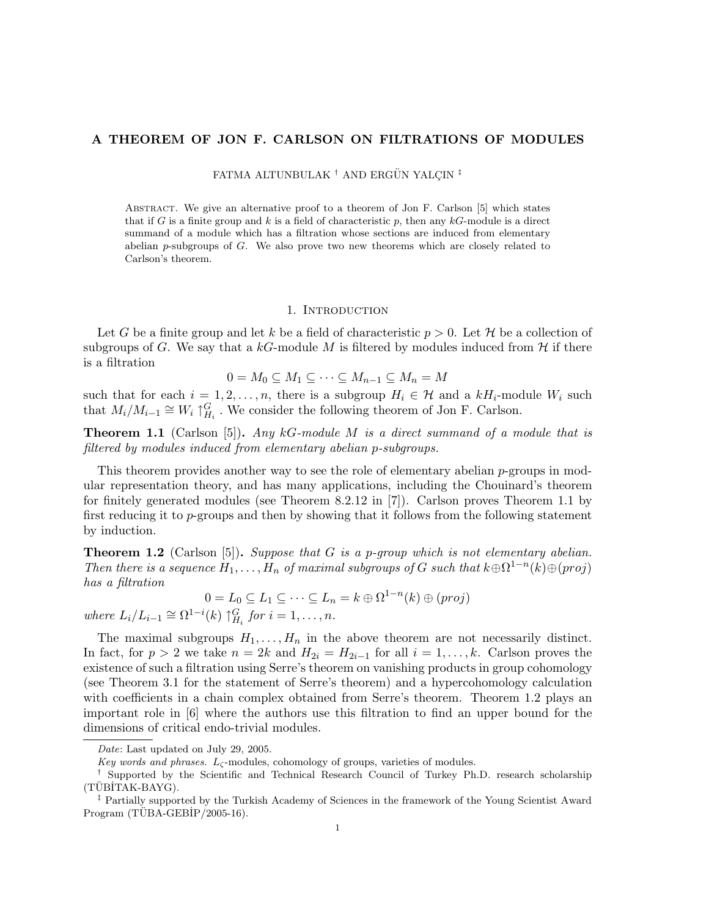# A THEOREM OF JON F. CARLSON ON FILTRATIONS OF MODULES

FATMA ALTUNBULAK † AND ERGÜN YALÇIN ‡

Abstract. We give an alternative proof to a theorem of Jon F. Carlson [5] which states that if $G$ is a finite group and $k$ is a field of characteristic $p$, then any $kG$-module is a direct summand of a module which has a filtration whose sections are induced from elementary abelian $p$-subgroups of $G$. We also prove two new theorems which are closely related to Carlson's theorem.

## 1. Introduction

Let $G$ be a finite group and let $k$ be a field of characteristic $p > 0$. Let $\mathcal{H}$ be a collection of subgroups of $G$. We say that a $kG$-module $M$ is filtered by modules induced from $\mathcal{H}$ if there is a filtration

$$0 = M_0 \subseteq M_1 \subseteq \cdots \subseteq M_{n-1} \subseteq M_n = M$$

such that for each $i = 1, 2, \ldots, n$, there is a subgroup $H_i \in \mathcal{H}$ and a $kH_i$-module $W_i$ such that $M_i/M_{i-1} \cong W_i \uparrow_{H_i}^G$. We consider the following theorem of Jon F. Carlson.

**Theorem 1.1** (Carlson [5]). *Any $kG$-module $M$ is a direct summand of a module that is filtered by modules induced from elementary abelian $p$-subgroups.*

This theorem provides another way to see the role of elementary abelian $p$-groups in modular representation theory, and has many applications, including the Chouinard's theorem for finitely generated modules (see Theorem 8.2.12 in [7]). Carlson proves Theorem 1.1 by first reducing it to $p$-groups and then by showing that it follows from the following statement by induction.

**Theorem 1.2** (Carlson [5]). *Suppose that $G$ is a $p$-group which is not elementary abelian. Then there is a sequence $H_1, \ldots, H_n$ of maximal subgroups of $G$ such that $k \oplus \Omega^{1-n}(k) \oplus (proj)$ has a filtration*

$$0 = L_0 \subseteq L_1 \subseteq \cdots \subseteq L_n = k \oplus \Omega^{1-n}(k) \oplus (proj)$$

*where $L_i/L_{i-1} \cong \Omega^{1-i}(k) \uparrow_{H_i}^G$ for $i = 1, \ldots, n$.*

The maximal subgroups $H_1, \ldots, H_n$ in the above theorem are not necessarily distinct. In fact, for $p > 2$ we take $n = 2k$ and $H_{2i} = H_{2i-1}$ for all $i = 1, \ldots, k$. Carlson proves the existence of such a filtration using Serre's theorem on vanishing products in group cohomology (see Theorem 3.1 for the statement of Serre's theorem) and a hypercohomology calculation with coefficients in a chain complex obtained from Serre's theorem. Theorem 1.2 plays an important role in [6] where the authors use this filtration to find an upper bound for the dimensions of critical endo-trivial modules.

---

*Date*: Last updated on July 29, 2005.

*Key words and phrases.* $L_\zeta$-modules, cohomology of groups, varieties of modules.

† Supported by the Scientific and Technical Research Council of Turkey Ph.D. research scholarship (TÜBİTAK-BAYG).

‡ Partially supported by the Turkish Academy of Sciences in the framework of the Young Scientist Award Program (TÜBA-GEBİP/2005-16).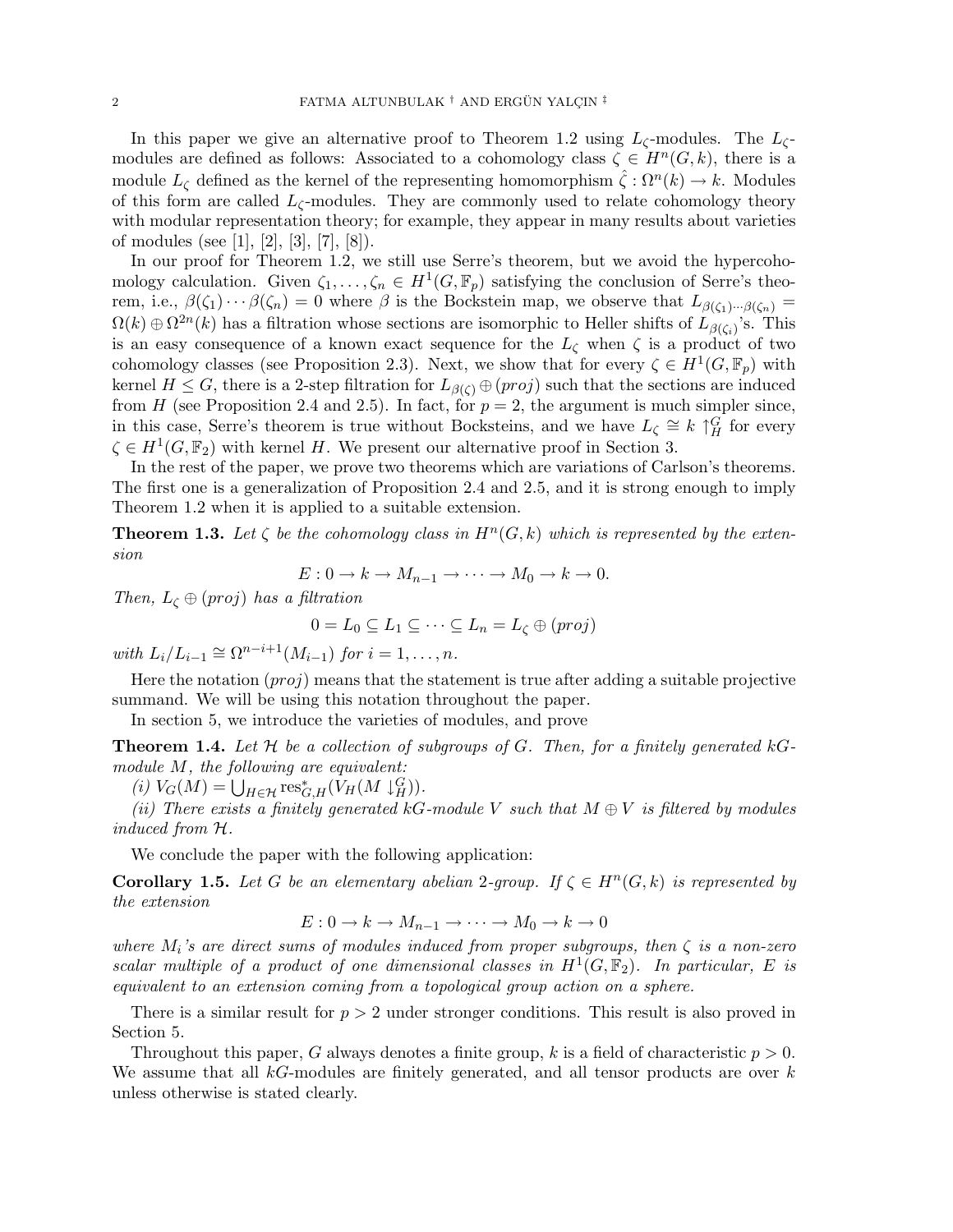In this paper we give an alternative proof to Theorem 1.2 using $L_\zeta$-modules. The $L_\zeta$-modules are defined as follows: Associated to a cohomology class $\zeta \in H^n(G,k)$, there is a module $L_\zeta$ defined as the kernel of the representing homomorphism $\hat{\zeta} : \Omega^n(k) \to k$. Modules of this form are called $L_\zeta$-modules. They are commonly used to relate cohomology theory with modular representation theory; for example, they appear in many results about varieties of modules (see [1], [2], [3], [7], [8]).

In our proof for Theorem 1.2, we still use Serre's theorem, but we avoid the hypercohomology calculation. Given $\zeta_1, \dots, \zeta_n \in H^1(G, \mathbb{F}_p)$ satisfying the conclusion of Serre's theorem, i.e., $\beta(\zeta_1)\cdots\beta(\zeta_n) = 0$ where $\beta$ is the Bockstein map, we observe that $L_{\beta(\zeta_1)\cdots\beta(\zeta_n)} = \Omega(k) \oplus \Omega^{2n}(k)$ has a filtration whose sections are isomorphic to Heller shifts of $L_{\beta(\zeta_i)}$'s. This is an easy consequence of a known exact sequence for the $L_\zeta$ when $\zeta$ is a product of two cohomology classes (see Proposition 2.3). Next, we show that for every $\zeta \in H^1(G, \mathbb{F}_p)$ with kernel $H \leq G$, there is a 2-step filtration for $L_{\beta(\zeta)} \oplus (proj)$ such that the sections are induced from $H$ (see Proposition 2.4 and 2.5). In fact, for $p = 2$, the argument is much simpler since, in this case, Serre's theorem is true without Bocksteins, and we have $L_\zeta \cong k\uparrow_H^G$ for every $\zeta \in H^1(G, \mathbb{F}_2)$ with kernel $H$. We present our alternative proof in Section 3.

In the rest of the paper, we prove two theorems which are variations of Carlson's theorems. The first one is a generalization of Proposition 2.4 and 2.5, and it is strong enough to imply Theorem 1.2 when it is applied to a suitable extension.

**Theorem 1.3.** *Let $\zeta$ be the cohomology class in $H^n(G,k)$ which is represented by the extension*

$$E : 0 \to k \to M_{n-1} \to \cdots \to M_0 \to k \to 0.$$

*Then, $L_\zeta \oplus (proj)$ has a filtration*

$$0 = L_0 \subseteq L_1 \subseteq \cdots \subseteq L_n = L_\zeta \oplus (proj)$$

*with $L_i/L_{i-1} \cong \Omega^{n-i+1}(M_{i-1})$ for $i = 1, \dots, n$.*

Here the notation $(proj)$ means that the statement is true after adding a suitable projective summand. We will be using this notation throughout the paper.

In section 5, we introduce the varieties of modules, and prove

**Theorem 1.4.** *Let $\mathcal{H}$ be a collection of subgroups of $G$. Then, for a finitely generated $kG$-module $M$, the following are equivalent:*

*(i) $V_G(M) = \bigcup_{H\in\mathcal{H}} \operatorname{res}^*_{G,H}(V_H(M\downarrow_H^G))$.*

*(ii) There exists a finitely generated $kG$-module $V$ such that $M \oplus V$ is filtered by modules induced from $\mathcal{H}$.*

We conclude the paper with the following application:

**Corollary 1.5.** *Let $G$ be an elementary abelian 2-group. If $\zeta \in H^n(G,k)$ is represented by the extension*

$$E : 0 \to k \to M_{n-1} \to \cdots \to M_0 \to k \to 0$$

*where $M_i$'s are direct sums of modules induced from proper subgroups, then $\zeta$ is a non-zero scalar multiple of a product of one dimensional classes in $H^1(G, \mathbb{F}_2)$. In particular, $E$ is equivalent to an extension coming from a topological group action on a sphere.*

There is a similar result for $p > 2$ under stronger conditions. This result is also proved in Section 5.

Throughout this paper, $G$ always denotes a finite group, $k$ is a field of characteristic $p > 0$. We assume that all $kG$-modules are finitely generated, and all tensor products are over $k$ unless otherwise is stated clearly.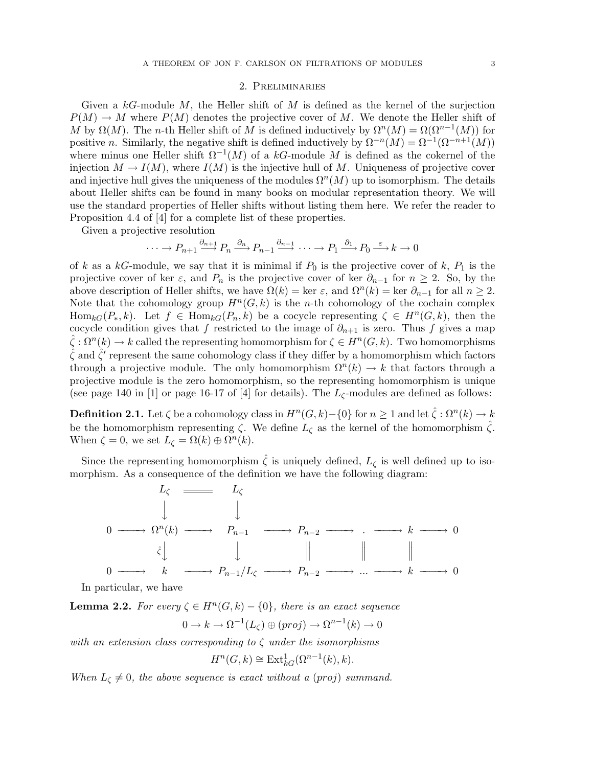## 2. Preliminaries

Given a $kG$-module $M$, the Heller shift of $M$ is defined as the kernel of the surjection $P(M) \to M$ where $P(M)$ denotes the projective cover of $M$. We denote the Heller shift of $M$ by $\Omega(M)$. The $n$-th Heller shift of $M$ is defined inductively by $\Omega^n(M) = \Omega(\Omega^{n-1}(M))$ for positive $n$. Similarly, the negative shift is defined inductively by $\Omega^{-n}(M) = \Omega^{-1}(\Omega^{-n+1}(M))$ where minus one Heller shift $\Omega^{-1}(M)$ of a $kG$-module $M$ is defined as the cokernel of the injection $M \to I(M)$, where $I(M)$ is the injective hull of $M$. Uniqueness of projective cover and injective hull gives the uniqueness of the modules $\Omega^n(M)$ up to isomorphism. The details about Heller shifts can be found in many books on modular representation theory. We will use the standard properties of Heller shifts without listing them here. We refer the reader to Proposition 4.4 of [4] for a complete list of these properties.

Given a projective resolution

$$\cdots \to P_{n+1} \xrightarrow{\partial_{n+1}} P_n \xrightarrow{\partial_n} P_{n-1} \xrightarrow{\partial_{n-1}} \cdots \to P_1 \xrightarrow{\partial_1} P_0 \xrightarrow{\varepsilon} k \to 0$$

of $k$ as a $kG$-module, we say that it is minimal if $P_0$ is the projective cover of $k$, $P_1$ is the projective cover of $\ker \varepsilon$, and $P_n$ is the projective cover of $\ker \partial_{n-1}$ for $n \geq 2$. So, by the above description of Heller shifts, we have $\Omega(k) = \ker \varepsilon$, and $\Omega^n(k) = \ker \partial_{n-1}$ for all $n \geq 2$. Note that the cohomology group $H^n(G,k)$ is the $n$-th cohomology of the cochain complex $\operatorname{Hom}_{kG}(P_*, k)$. Let $f \in \operatorname{Hom}_{kG}(P_n, k)$ be a cocycle representing $\zeta \in H^n(G,k)$, then the cocycle condition gives that $f$ restricted to the image of $\partial_{n+1}$ is zero. Thus $f$ gives a map $\hat{\zeta} : \Omega^n(k) \to k$ called the representing homomorphism for $\zeta \in H^n(G,k)$. Two homomorphisms $\hat{\zeta}$ and $\hat{\zeta}'$ represent the same cohomology class if they differ by a homomorphism which factors through a projective module. The only homomorphism $\Omega^n(k) \to k$ that factors through a projective module is the zero homomorphism, so the representing homomorphism is unique (see page 140 in [1] or page 16-17 of [4] for details). The $L_\zeta$-modules are defined as follows:

**Definition 2.1.** Let $\zeta$ be a cohomology class in $H^n(G,k) - \{0\}$ for $n \geq 1$ and let $\hat{\zeta} : \Omega^n(k) \to k$ be the homomorphism representing $\zeta$. We define $L_\zeta$ as the kernel of the homomorphism $\hat{\zeta}$. When $\zeta = 0$, we set $L_\zeta = \Omega(k) \oplus \Omega^n(k)$.

Since the representing homomorphism $\hat{\zeta}$ is uniquely defined, $L_\zeta$ is well defined up to isomorphism. As a consequence of the definition we have the following diagram:

$$\begin{array}{ccccccccccccc}
 & & L_\zeta & = & L_\zeta & & & & & & & & \\
 & & \downarrow & & \downarrow & & & & & & & & \\
0 & \to & \Omega^n(k) & \to & P_{n-1} & \to & P_{n-2} & \to & . & \to & k & \to & 0 \\
 & & \hat{\zeta}\downarrow & & \downarrow & & \| & & \| & & \| & & \\
0 & \to & k & \to & P_{n-1}/L_\zeta & \to & P_{n-2} & \to & ... & \to & k & \to & 0
\end{array}$$

In particular, we have

**Lemma 2.2.** *For every $\zeta \in H^n(G,k) - \{0\}$, there is an exact sequence*

$$0 \to k \to \Omega^{-1}(L_\zeta) \oplus (proj) \to \Omega^{n-1}(k) \to 0$$

*with an extension class corresponding to $\zeta$ under the isomorphisms*

$$H^n(G,k) \cong \operatorname{Ext}^1_{kG}(\Omega^{n-1}(k), k).$$

*When $L_\zeta \neq 0$, the above sequence is exact without a $(proj)$ summand.*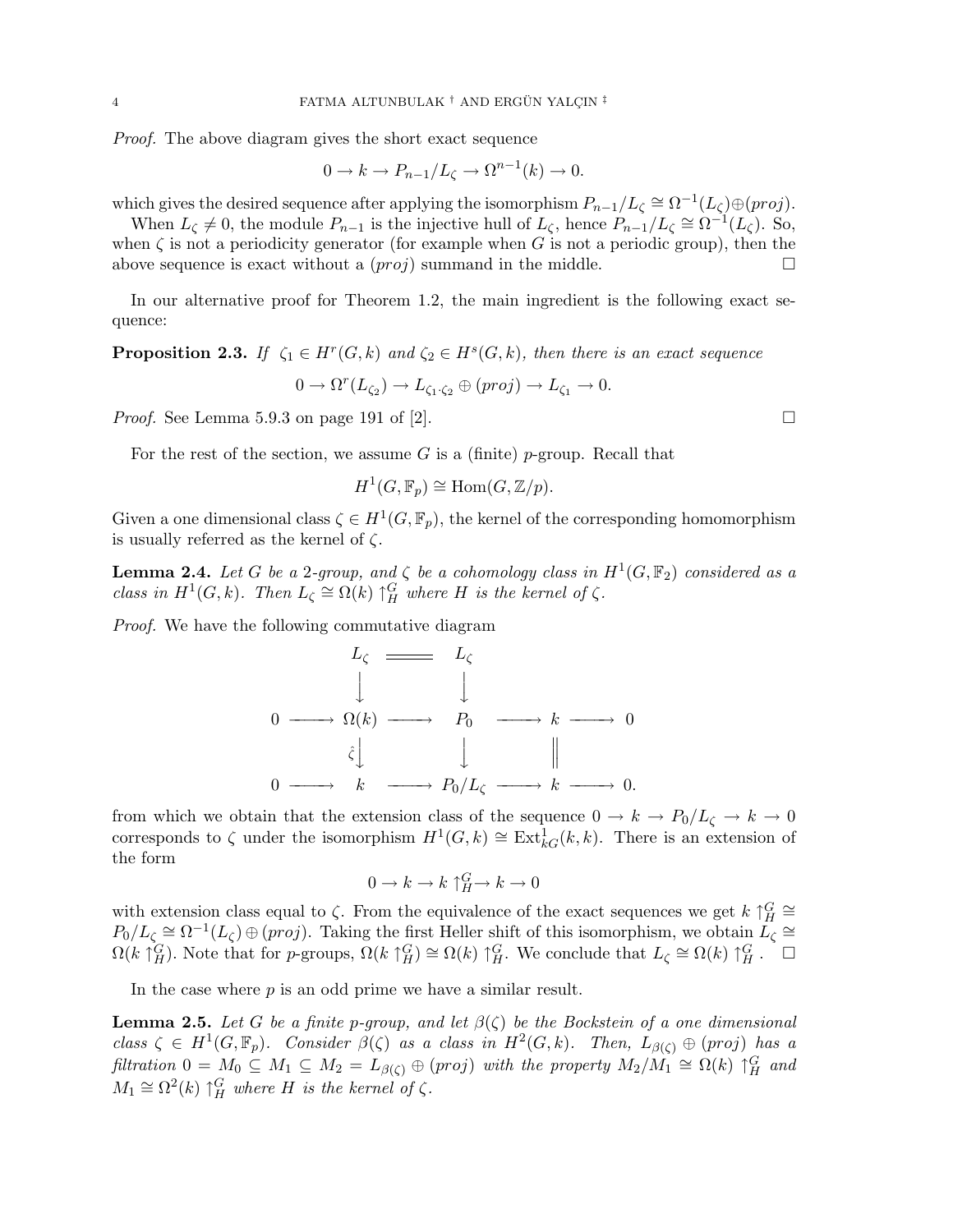*Proof.* The above diagram gives the short exact sequence

$$0 \to k \to P_{n-1}/L_\zeta \to \Omega^{n-1}(k) \to 0.$$

which gives the desired sequence after applying the isomorphism $P_{n-1}/L_\zeta \cong \Omega^{-1}(L_\zeta) \oplus (proj)$.

When $L_\zeta \neq 0$, the module $P_{n-1}$ is the injective hull of $L_\zeta$, hence $P_{n-1}/L_\zeta \cong \Omega^{-1}(L_\zeta)$. So, when $\zeta$ is not a periodicity generator (for example when $G$ is not a periodic group), then the above sequence is exact without a $(proj)$ summand in the middle. □

In our alternative proof for Theorem 1.2, the main ingredient is the following exact sequence:

**Proposition 2.3.** *If $\zeta_1 \in H^r(G,k)$ and $\zeta_2 \in H^s(G,k)$, then there is an exact sequence*

$$0 \to \Omega^r(L_{\zeta_2}) \to L_{\zeta_1 \cdot \zeta_2} \oplus (proj) \to L_{\zeta_1} \to 0.$$

*Proof.* See Lemma 5.9.3 on page 191 of [2]. □

For the rest of the section, we assume $G$ is a (finite) $p$-group. Recall that

$$H^1(G, \mathbb{F}_p) \cong \mathrm{Hom}(G, \mathbb{Z}/p).$$

Given a one dimensional class $\zeta \in H^1(G, \mathbb{F}_p)$, the kernel of the corresponding homomorphism is usually referred as the kernel of $\zeta$.

**Lemma 2.4.** *Let $G$ be a 2-group, and $\zeta$ be a cohomology class in $H^1(G, \mathbb{F}_2)$ considered as a class in $H^1(G,k)$. Then $L_\zeta \cong \Omega(k)\uparrow_H^G$ where $H$ is the kernel of $\zeta$.*

*Proof.* We have the following commutative diagram

$$\begin{array}{ccccccccc}
 & & L_\zeta & = & L_\zeta & & & & \\
 & & \downarrow & & \downarrow & & & & \\
0 & \longrightarrow & \Omega(k) & \longrightarrow & P_0 & \longrightarrow & k & \longrightarrow & 0 \\
 & & \hat{\zeta}\downarrow & & \downarrow & & \| & & \\
0 & \longrightarrow & k & \longrightarrow & P_0/L_\zeta & \longrightarrow & k & \longrightarrow & 0.
\end{array}$$

from which we obtain that the extension class of the sequence $0 \to k \to P_0/L_\zeta \to k \to 0$ corresponds to $\zeta$ under the isomorphism $H^1(G,k) \cong \mathrm{Ext}^1_{kG}(k,k)$. There is an extension of the form

$$0 \to k \to k\uparrow_H^G \to k \to 0$$

with extension class equal to $\zeta$. From the equivalence of the exact sequences we get $k\uparrow_H^G \cong P_0/L_\zeta \cong \Omega^{-1}(L_\zeta) \oplus (proj)$. Taking the first Heller shift of this isomorphism, we obtain $L_\zeta \cong \Omega(k\uparrow_H^G)$. Note that for $p$-groups, $\Omega(k\uparrow_H^G) \cong \Omega(k)\uparrow_H^G$. We conclude that $L_\zeta \cong \Omega(k)\uparrow_H^G$. □

In the case where $p$ is an odd prime we have a similar result.

**Lemma 2.5.** *Let $G$ be a finite $p$-group, and let $\beta(\zeta)$ be the Bockstein of a one dimensional class $\zeta \in H^1(G, \mathbb{F}_p)$. Consider $\beta(\zeta)$ as a class in $H^2(G,k)$. Then, $L_{\beta(\zeta)} \oplus (proj)$ has a filtration $0 = M_0 \subseteq M_1 \subseteq M_2 = L_{\beta(\zeta)} \oplus (proj)$ with the property $M_2/M_1 \cong \Omega(k)\uparrow_H^G$ and $M_1 \cong \Omega^2(k)\uparrow_H^G$ where $H$ is the kernel of $\zeta$.*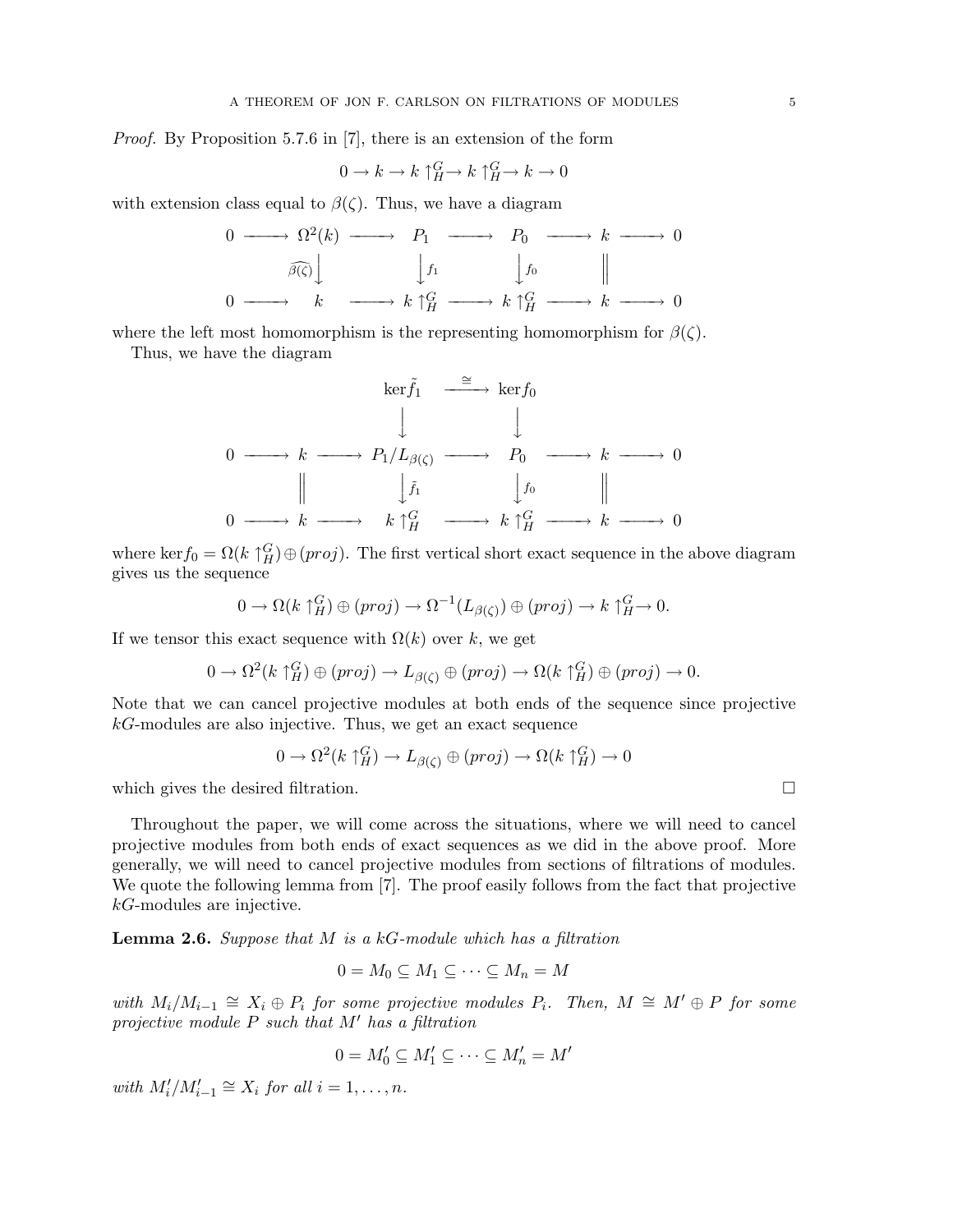*Proof.* By Proposition 5.7.6 in [7], there is an extension of the form

$$0 \to k \to k\uparrow_H^G \to k\uparrow_H^G \to k \to 0$$

with extension class equal to $\beta(\zeta)$. Thus, we have a diagram

$$\begin{array}{ccccccccccc}
0 & \longrightarrow & \Omega^2(k) & \longrightarrow & P_1 & \longrightarrow & P_0 & \longrightarrow & k & \longrightarrow & 0 \\
 & & \big\downarrow{\scriptstyle \widehat{\beta(\zeta)}} & & \big\downarrow{\scriptstyle f_1} & & \big\downarrow{\scriptstyle f_0} & & \| & & \\
0 & \longrightarrow & k & \longrightarrow & k\uparrow_H^G & \longrightarrow & k\uparrow_H^G & \longrightarrow & k & \longrightarrow & 0
\end{array}$$

where the left most homomorphism is the representing homomorphism for $\beta(\zeta)$.

Thus, we have the diagram

$$\begin{array}{ccccccccccc}
 & & & & \ker\tilde{f}_1 & \xrightarrow{\cong} & \ker f_0 & & & & \\
 & & & & \big\downarrow & & \big\downarrow & & & & \\
0 & \longrightarrow & k & \longrightarrow & P_1/L_{\beta(\zeta)} & \longrightarrow & P_0 & \longrightarrow & k & \longrightarrow & 0 \\
 & & \| & & \big\downarrow{\scriptstyle \tilde{f}_1} & & \big\downarrow{\scriptstyle f_0} & & \| & & \\
0 & \longrightarrow & k & \longrightarrow & k\uparrow_H^G & \longrightarrow & k\uparrow_H^G & \longrightarrow & k & \longrightarrow & 0
\end{array}$$

where $\ker f_0 = \Omega(k\uparrow_H^G) \oplus (proj)$. The first vertical short exact sequence in the above diagram gives us the sequence

$$0 \to \Omega(k\uparrow_H^G) \oplus (proj) \to \Omega^{-1}(L_{\beta(\zeta)}) \oplus (proj) \to k\uparrow_H^G \to 0.$$

If we tensor this exact sequence with $\Omega(k)$ over $k$, we get

$$0 \to \Omega^2(k\uparrow_H^G) \oplus (proj) \to L_{\beta(\zeta)} \oplus (proj) \to \Omega(k\uparrow_H^G) \oplus (proj) \to 0.$$

Note that we can cancel projective modules at both ends of the sequence since projective $kG$-modules are also injective. Thus, we get an exact sequence

$$0 \to \Omega^2(k\uparrow_H^G) \to L_{\beta(\zeta)} \oplus (proj) \to \Omega(k\uparrow_H^G) \to 0$$

which gives the desired filtration. □

Throughout the paper, we will come across the situations, where we will need to cancel projective modules from both ends of exact sequences as we did in the above proof. More generally, we will need to cancel projective modules from sections of filtrations of modules. We quote the following lemma from [7]. The proof easily follows from the fact that projective $kG$-modules are injective.

**Lemma 2.6.** *Suppose that $M$ is a $kG$-module which has a filtration*

$$0 = M_0 \subseteq M_1 \subseteq \cdots \subseteq M_n = M$$

*with $M_i/M_{i-1} \cong X_i \oplus P_i$ for some projective modules $P_i$. Then, $M \cong M' \oplus P$ for some projective module $P$ such that $M'$ has a filtration*

$$0 = M'_0 \subseteq M'_1 \subseteq \cdots \subseteq M'_n = M'$$

*with $M'_i/M'_{i-1} \cong X_i$ for all $i = 1, \ldots, n$.*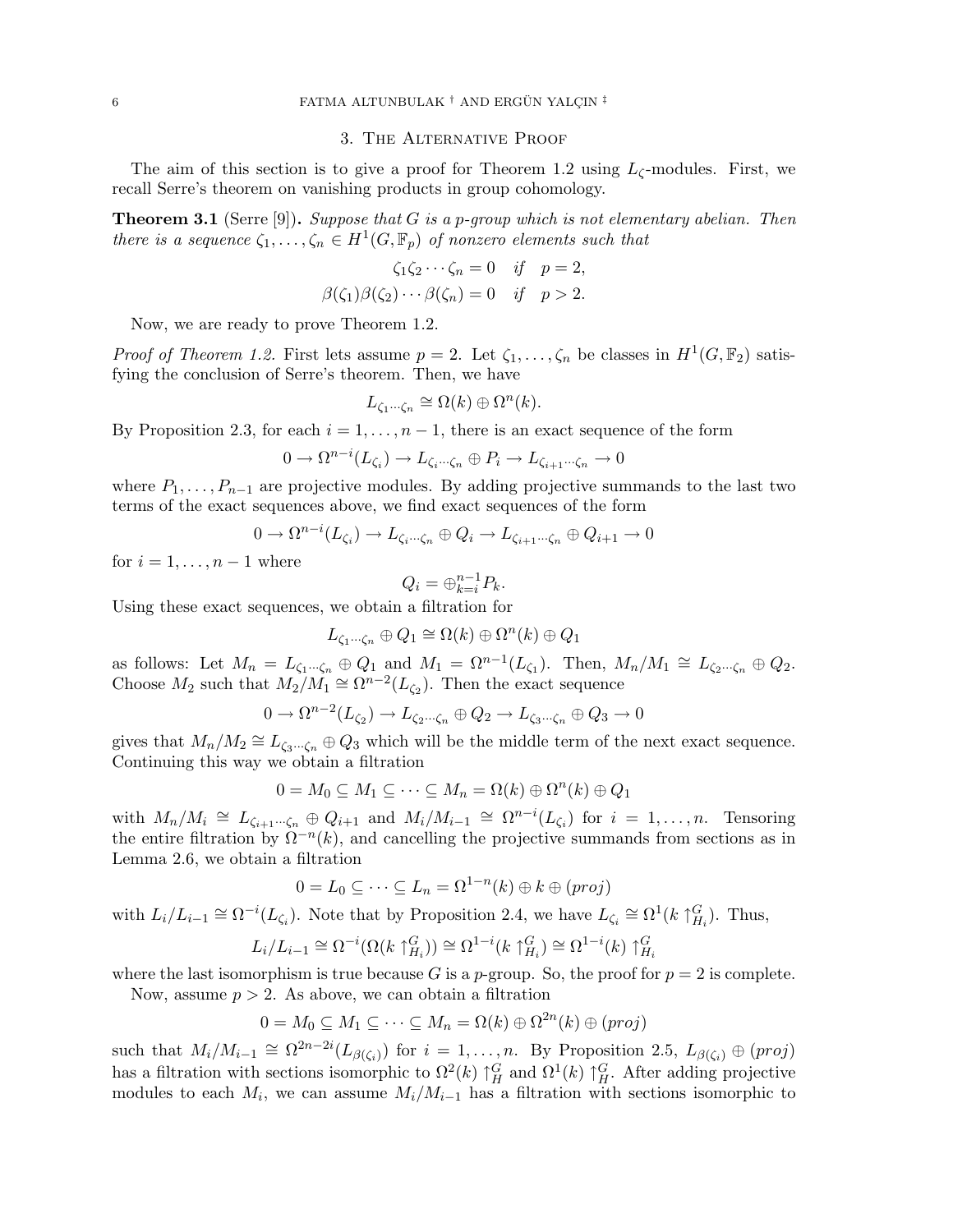## 3. The Alternative Proof

The aim of this section is to give a proof for Theorem 1.2 using $L_\zeta$-modules. First, we recall Serre's theorem on vanishing products in group cohomology.

**Theorem 3.1** (Serre [9]). *Suppose that $G$ is a $p$-group which is not elementary abelian. Then there is a sequence $\zeta_1, \dots, \zeta_n \in H^1(G, \mathbb{F}_p)$ of nonzero elements such that*

$$\zeta_1\zeta_2\cdots\zeta_n = 0 \quad \textit{if} \quad p = 2,$$
$$\beta(\zeta_1)\beta(\zeta_2)\cdots\beta(\zeta_n) = 0 \quad \textit{if} \quad p > 2.$$

Now, we are ready to prove Theorem 1.2.

*Proof of Theorem 1.2.* First lets assume $p = 2$. Let $\zeta_1, \dots, \zeta_n$ be classes in $H^1(G, \mathbb{F}_2)$ satisfying the conclusion of Serre's theorem. Then, we have

$$L_{\zeta_1\cdots\zeta_n} \cong \Omega(k) \oplus \Omega^n(k).$$

By Proposition 2.3, for each $i = 1, \dots, n-1$, there is an exact sequence of the form

$$0 \to \Omega^{n-i}(L_{\zeta_i}) \to L_{\zeta_i\cdots\zeta_n} \oplus P_i \to L_{\zeta_{i+1}\cdots\zeta_n} \to 0$$

where $P_1, \dots, P_{n-1}$ are projective modules. By adding projective summands to the last two terms of the exact sequences above, we find exact sequences of the form

$$0 \to \Omega^{n-i}(L_{\zeta_i}) \to L_{\zeta_i\cdots\zeta_n} \oplus Q_i \to L_{\zeta_{i+1}\cdots\zeta_n} \oplus Q_{i+1} \to 0$$

for $i = 1, \dots, n-1$ where

$$Q_i = \oplus_{k=i}^{n-1} P_k.$$

Using these exact sequences, we obtain a filtration for

$$L_{\zeta_1\cdots\zeta_n} \oplus Q_1 \cong \Omega(k) \oplus \Omega^n(k) \oplus Q_1$$

as follows: Let $M_n = L_{\zeta_1\cdots\zeta_n} \oplus Q_1$ and $M_1 = \Omega^{n-1}(L_{\zeta_1})$. Then, $M_n/M_1 \cong L_{\zeta_2\cdots\zeta_n} \oplus Q_2$. Choose $M_2$ such that $M_2/M_1 \cong \Omega^{n-2}(L_{\zeta_2})$. Then the exact sequence

$$0 \to \Omega^{n-2}(L_{\zeta_2}) \to L_{\zeta_2\cdots\zeta_n} \oplus Q_2 \to L_{\zeta_3\cdots\zeta_n} \oplus Q_3 \to 0$$

gives that $M_n/M_2 \cong L_{\zeta_3\cdots\zeta_n} \oplus Q_3$ which will be the middle term of the next exact sequence. Continuing this way we obtain a filtration

$$0 = M_0 \subseteq M_1 \subseteq \cdots \subseteq M_n = \Omega(k) \oplus \Omega^n(k) \oplus Q_1$$

with $M_n/M_i \cong L_{\zeta_{i+1}\cdots\zeta_n} \oplus Q_{i+1}$ and $M_i/M_{i-1} \cong \Omega^{n-i}(L_{\zeta_i})$ for $i = 1, \dots, n$. Tensoring the entire filtration by $\Omega^{-n}(k)$, and cancelling the projective summands from sections as in Lemma 2.6, we obtain a filtration

$$0 = L_0 \subseteq \cdots \subseteq L_n = \Omega^{1-n}(k) \oplus k \oplus (proj)$$

with $L_i/L_{i-1} \cong \Omega^{-i}(L_{\zeta_i})$. Note that by Proposition 2.4, we have $L_{\zeta_i} \cong \Omega^1(k\uparrow_{H_i}^G)$. Thus,

$$L_i/L_{i-1} \cong \Omega^{-i}(\Omega(k\uparrow_{H_i}^G)) \cong \Omega^{1-i}(k\uparrow_{H_i}^G) \cong \Omega^{1-i}(k)\uparrow_{H_i}^G$$

where the last isomorphism is true because $G$ is a $p$-group. So, the proof for $p = 2$ is complete.

Now, assume $p > 2$. As above, we can obtain a filtration

$$0 = M_0 \subseteq M_1 \subseteq \cdots \subseteq M_n = \Omega(k) \oplus \Omega^{2n}(k) \oplus (proj)$$

such that $M_i/M_{i-1} \cong \Omega^{2n-2i}(L_{\beta(\zeta_i)})$ for $i = 1, \dots, n$. By Proposition 2.5, $L_{\beta(\zeta_i)} \oplus (proj)$ has a filtration with sections isomorphic to $\Omega^2(k)\uparrow_H^G$ and $\Omega^1(k)\uparrow_H^G$. After adding projective modules to each $M_i$, we can assume $M_i/M_{i-1}$ has a filtration with sections isomorphic to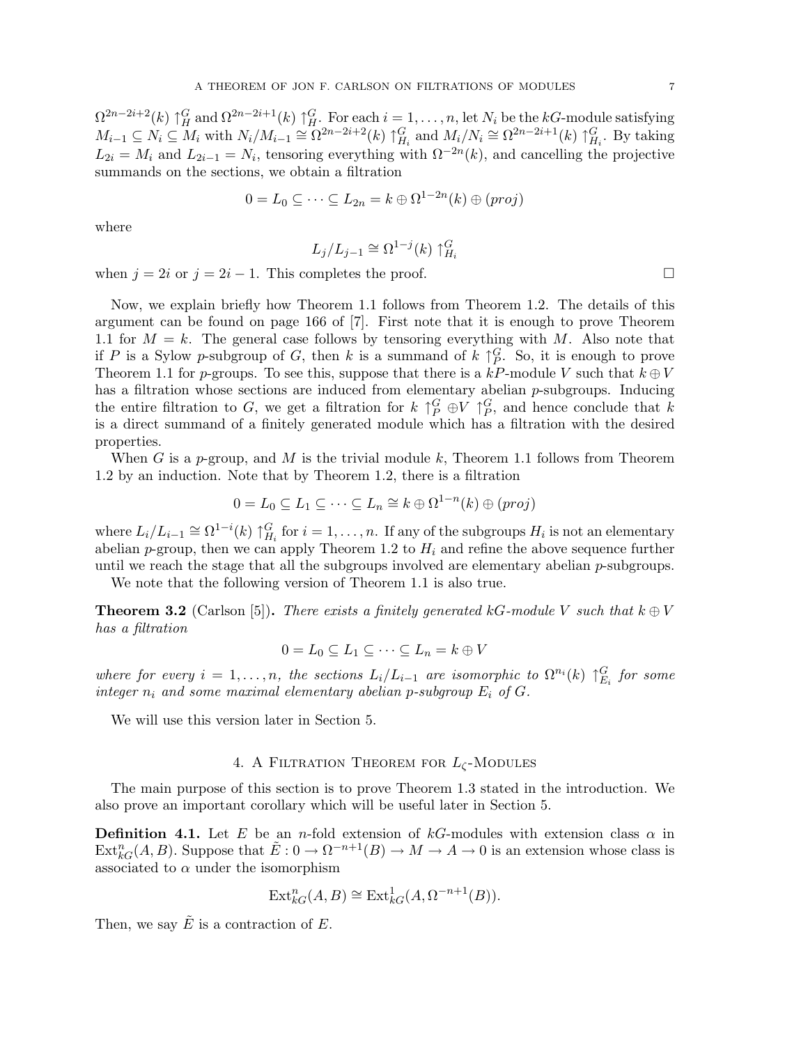$\Omega^{2n-2i+2}(k)\uparrow_H^G$ and $\Omega^{2n-2i+1}(k)\uparrow_H^G$. For each $i=1,\dots,n$, let $N_i$ be the $kG$-module satisfying $M_{i-1}\subseteq N_i\subseteq M_i$ with $N_i/M_{i-1}\cong \Omega^{2n-2i+2}(k)\uparrow_{H_i}^G$ and $M_i/N_i\cong \Omega^{2n-2i+1}(k)\uparrow_{H_i}^G$. By taking $L_{2i}=M_i$ and $L_{2i-1}=N_i$, tensoring everything with $\Omega^{-2n}(k)$, and cancelling the projective summands on the sections, we obtain a filtration

$$0=L_0\subseteq\cdots\subseteq L_{2n}=k\oplus\Omega^{1-2n}(k)\oplus(proj)$$

where

$$L_j/L_{j-1}\cong\Omega^{1-j}(k)\uparrow_{H_i}^G$$

when $j=2i$ or $j=2i-1$. This completes the proof. □

Now, we explain briefly how Theorem 1.1 follows from Theorem 1.2. The details of this argument can be found on page 166 of [7]. First note that it is enough to prove Theorem 1.1 for $M=k$. The general case follows by tensoring everything with $M$. Also note that if $P$ is a Sylow $p$-subgroup of $G$, then $k$ is a summand of $k\uparrow_P^G$. So, it is enough to prove Theorem 1.1 for $p$-groups. To see this, suppose that there is a $kP$-module $V$ such that $k\oplus V$ has a filtration whose sections are induced from elementary abelian $p$-subgroups. Inducing the entire filtration to $G$, we get a filtration for $k\uparrow_P^G\oplus V\uparrow_P^G$, and hence conclude that $k$ is a direct summand of a finitely generated module which has a filtration with the desired properties.

When $G$ is a $p$-group, and $M$ is the trivial module $k$, Theorem 1.1 follows from Theorem 1.2 by an induction. Note that by Theorem 1.2, there is a filtration

$$0=L_0\subseteq L_1\subseteq\cdots\subseteq L_n\cong k\oplus\Omega^{1-n}(k)\oplus(proj)$$

where $L_i/L_{i-1}\cong\Omega^{1-i}(k)\uparrow_{H_i}^G$ for $i=1,\dots,n$. If any of the subgroups $H_i$ is not an elementary abelian $p$-group, then we can apply Theorem 1.2 to $H_i$ and refine the above sequence further until we reach the stage that all the subgroups involved are elementary abelian $p$-subgroups.

We note that the following version of Theorem 1.1 is also true.

**Theorem 3.2** (Carlson [5])**.** *There exists a finitely generated $kG$-module $V$ such that $k\oplus V$ has a filtration*

$$0=L_0\subseteq L_1\subseteq\cdots\subseteq L_n=k\oplus V$$

*where for every $i=1,\dots,n$, the sections $L_i/L_{i-1}$ are isomorphic to $\Omega^{n_i}(k)\uparrow_{E_i}^G$ for some integer $n_i$ and some maximal elementary abelian $p$-subgroup $E_i$ of $G$.*

We will use this version later in Section 5.

## 4. A Filtration Theorem for $L_\zeta$-Modules

The main purpose of this section is to prove Theorem 1.3 stated in the introduction. We also prove an important corollary which will be useful later in Section 5.

**Definition 4.1.** Let $E$ be an $n$-fold extension of $kG$-modules with extension class $\alpha$ in $\operatorname{Ext}^n_{kG}(A,B)$. Suppose that $\tilde{E}:0\to\Omega^{-n+1}(B)\to M\to A\to 0$ is an extension whose class is associated to $\alpha$ under the isomorphism

$$\operatorname{Ext}^n_{kG}(A,B)\cong\operatorname{Ext}^1_{kG}(A,\Omega^{-n+1}(B)).$$

Then, we say $\tilde{E}$ is a contraction of $E$.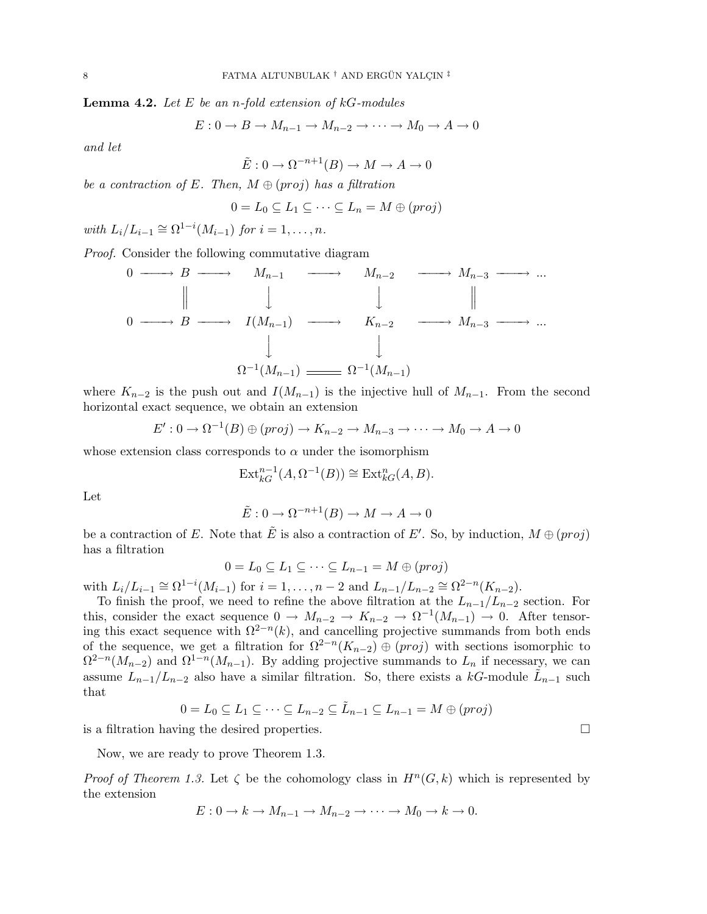**Lemma 4.2.** *Let $E$ be an $n$-fold extension of $kG$-modules*

$$E : 0 \to B \to M_{n-1} \to M_{n-2} \to \cdots \to M_0 \to A \to 0$$

*and let*

$$\tilde{E} : 0 \to \Omega^{-n+1}(B) \to M \to A \to 0$$

*be a contraction of $E$. Then, $M \oplus (proj)$ has a filtration*

$$0 = L_0 \subseteq L_1 \subseteq \cdots \subseteq L_n = M \oplus (proj)$$

*with $L_i/L_{i-1} \cong \Omega^{1-i}(M_{i-1})$ for $i = 1, \dots, n$.*

*Proof.* Consider the following commutative diagram

$$\begin{array}{ccccccccc}
0 & \longrightarrow & B & \longrightarrow & M_{n-1} & \longrightarrow & M_{n-2} & \longrightarrow & M_{n-3} & \longrightarrow & \dots \\
 & & \| & & \downarrow & & \downarrow & & \| & & \\
0 & \longrightarrow & B & \longrightarrow & I(M_{n-1}) & \longrightarrow & K_{n-2} & \longrightarrow & M_{n-3} & \longrightarrow & \dots \\
 & & & & \downarrow & & \downarrow & & & & \\
 & & & & \Omega^{-1}(M_{n-1}) & = & \Omega^{-1}(M_{n-1}) & & & &
\end{array}$$

where $K_{n-2}$ is the push out and $I(M_{n-1})$ is the injective hull of $M_{n-1}$. From the second horizontal exact sequence, we obtain an extension

$$E' : 0 \to \Omega^{-1}(B) \oplus (proj) \to K_{n-2} \to M_{n-3} \to \cdots \to M_0 \to A \to 0$$

whose extension class corresponds to $\alpha$ under the isomorphism

$$\operatorname{Ext}^{n-1}_{kG}(A, \Omega^{-1}(B)) \cong \operatorname{Ext}^{n}_{kG}(A, B).$$

Let

$$\tilde{E} : 0 \to \Omega^{-n+1}(B) \to M \to A \to 0$$

be a contraction of $E$. Note that $\tilde{E}$ is also a contraction of $E'$. So, by induction, $M \oplus (proj)$ has a filtration

$$0 = L_0 \subseteq L_1 \subseteq \cdots \subseteq L_{n-1} = M \oplus (proj)$$

with $L_i/L_{i-1} \cong \Omega^{1-i}(M_{i-1})$ for $i = 1, \dots, n-2$ and $L_{n-1}/L_{n-2} \cong \Omega^{2-n}(K_{n-2})$.

To finish the proof, we need to refine the above filtration at the $L_{n-1}/L_{n-2}$ section. For this, consider the exact sequence $0 \to M_{n-2} \to K_{n-2} \to \Omega^{-1}(M_{n-1}) \to 0$. After tensoring this exact sequence with $\Omega^{2-n}(k)$, and cancelling projective summands from both ends of the sequence, we get a filtration for $\Omega^{2-n}(K_{n-2}) \oplus (proj)$ with sections isomorphic to $\Omega^{2-n}(M_{n-2})$ and $\Omega^{1-n}(M_{n-1})$. By adding projective summands to $L_n$ if necessary, we can assume $L_{n-1}/L_{n-2}$ also have a similar filtration. So, there exists a $kG$-module $\tilde{L}_{n-1}$ such that

$$0 = L_0 \subseteq L_1 \subseteq \cdots \subseteq L_{n-2} \subseteq \tilde{L}_{n-1} \subseteq L_{n-1} = M \oplus (proj)$$

is a filtration having the desired properties. $\square$

Now, we are ready to prove Theorem 1.3.

*Proof of Theorem 1.3.* Let $\zeta$ be the cohomology class in $H^n(G, k)$ which is represented by the extension

$$E : 0 \to k \to M_{n-1} \to M_{n-2} \to \cdots \to M_0 \to k \to 0.$$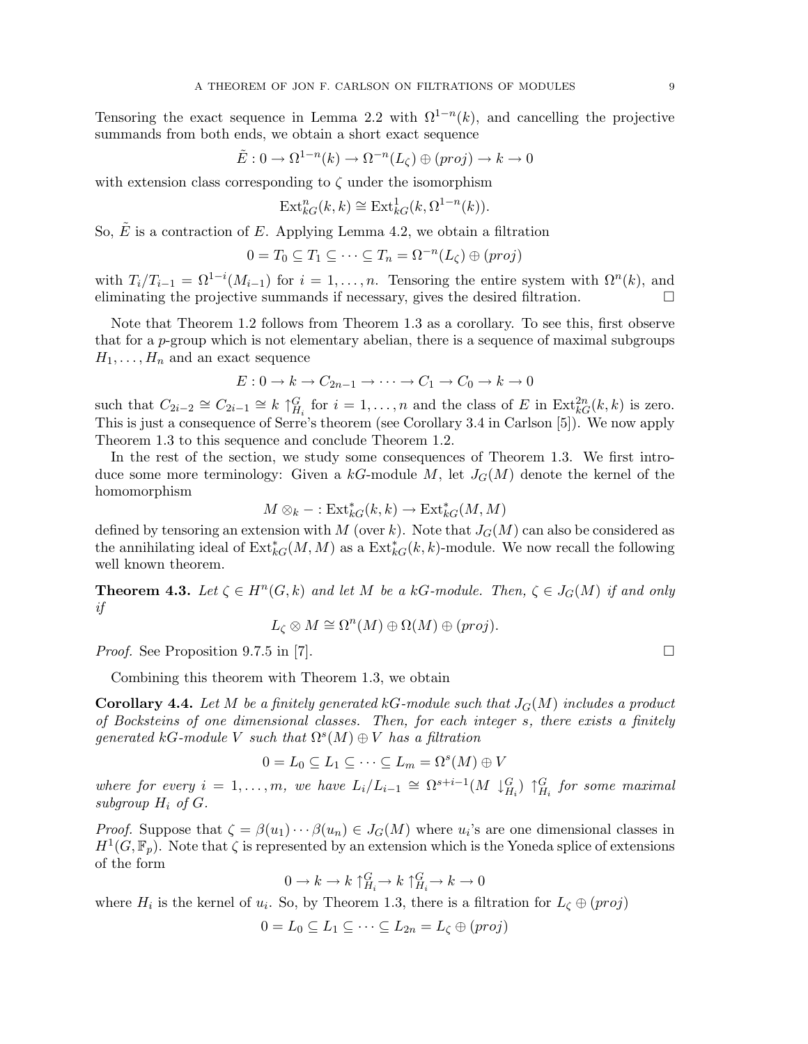Tensoring the exact sequence in Lemma 2.2 with $\Omega^{1-n}(k)$, and cancelling the projective summands from both ends, we obtain a short exact sequence

$$\tilde{E} : 0 \to \Omega^{1-n}(k) \to \Omega^{-n}(L_\zeta) \oplus (proj) \to k \to 0$$

with extension class corresponding to $\zeta$ under the isomorphism

$$\mathrm{Ext}^n_{kG}(k,k) \cong \mathrm{Ext}^1_{kG}(k, \Omega^{1-n}(k)).$$

So, $\tilde{E}$ is a contraction of $E$. Applying Lemma 4.2, we obtain a filtration

$$0 = T_0 \subseteq T_1 \subseteq \cdots \subseteq T_n = \Omega^{-n}(L_\zeta) \oplus (proj)$$

with $T_i/T_{i-1} = \Omega^{1-i}(M_{i-1})$ for $i = 1, \dots, n$. Tensoring the entire system with $\Omega^n(k)$, and eliminating the projective summands if necessary, gives the desired filtration. $\square$

Note that Theorem 1.2 follows from Theorem 1.3 as a corollary. To see this, first observe that for a $p$-group which is not elementary abelian, there is a sequence of maximal subgroups $H_1, \dots, H_n$ and an exact sequence

$$E : 0 \to k \to C_{2n-1} \to \cdots \to C_1 \to C_0 \to k \to 0$$

such that $C_{2i-2} \cong C_{2i-1} \cong k\uparrow^G_{H_i}$ for $i = 1, \dots, n$ and the class of $E$ in $\mathrm{Ext}^{2n}_{kG}(k,k)$ is zero. This is just a consequence of Serre's theorem (see Corollary 3.4 in Carlson [5]). We now apply Theorem 1.3 to this sequence and conclude Theorem 1.2.

In the rest of the section, we study some consequences of Theorem 1.3. We first introduce some more terminology: Given a $kG$-module $M$, let $J_G(M)$ denote the kernel of the homomorphism

$$M \otimes_k - : \mathrm{Ext}^*_{kG}(k,k) \to \mathrm{Ext}^*_{kG}(M,M)$$

defined by tensoring an extension with $M$ (over $k$). Note that $J_G(M)$ can also be considered as the annihilating ideal of $\mathrm{Ext}^*_{kG}(M,M)$ as a $\mathrm{Ext}^*_{kG}(k,k)$-module. We now recall the following well known theorem.

**Theorem 4.3.** *Let $\zeta \in H^n(G,k)$ and let $M$ be a $kG$-module. Then, $\zeta \in J_G(M)$ if and only if*

$$L_\zeta \otimes M \cong \Omega^n(M) \oplus \Omega(M) \oplus (proj).$$

*Proof.* See Proposition 9.7.5 in [7]. $\square$

Combining this theorem with Theorem 1.3, we obtain

**Corollary 4.4.** *Let $M$ be a finitely generated $kG$-module such that $J_G(M)$ includes a product of Bocksteins of one dimensional classes. Then, for each integer $s$, there exists a finitely generated $kG$-module $V$ such that $\Omega^s(M) \oplus V$ has a filtration*

$$0 = L_0 \subseteq L_1 \subseteq \cdots \subseteq L_m = \Omega^s(M) \oplus V$$

*where for every $i = 1, \dots, m$, we have $L_i/L_{i-1} \cong \Omega^{s+i-1}(M\downarrow^G_{H_i})\uparrow^G_{H_i}$ for some maximal subgroup $H_i$ of $G$.*

*Proof.* Suppose that $\zeta = \beta(u_1)\cdots\beta(u_n) \in J_G(M)$ where $u_i$'s are one dimensional classes in $H^1(G, \mathbb{F}_p)$. Note that $\zeta$ is represented by an extension which is the Yoneda splice of extensions of the form

$$0 \to k \to k\uparrow^G_{H_i} \to k\uparrow^G_{H_i} \to k \to 0$$

where $H_i$ is the kernel of $u_i$. So, by Theorem 1.3, there is a filtration for $L_\zeta \oplus (proj)$

$$0 = L_0 \subseteq L_1 \subseteq \cdots \subseteq L_{2n} = L_\zeta \oplus (proj)$$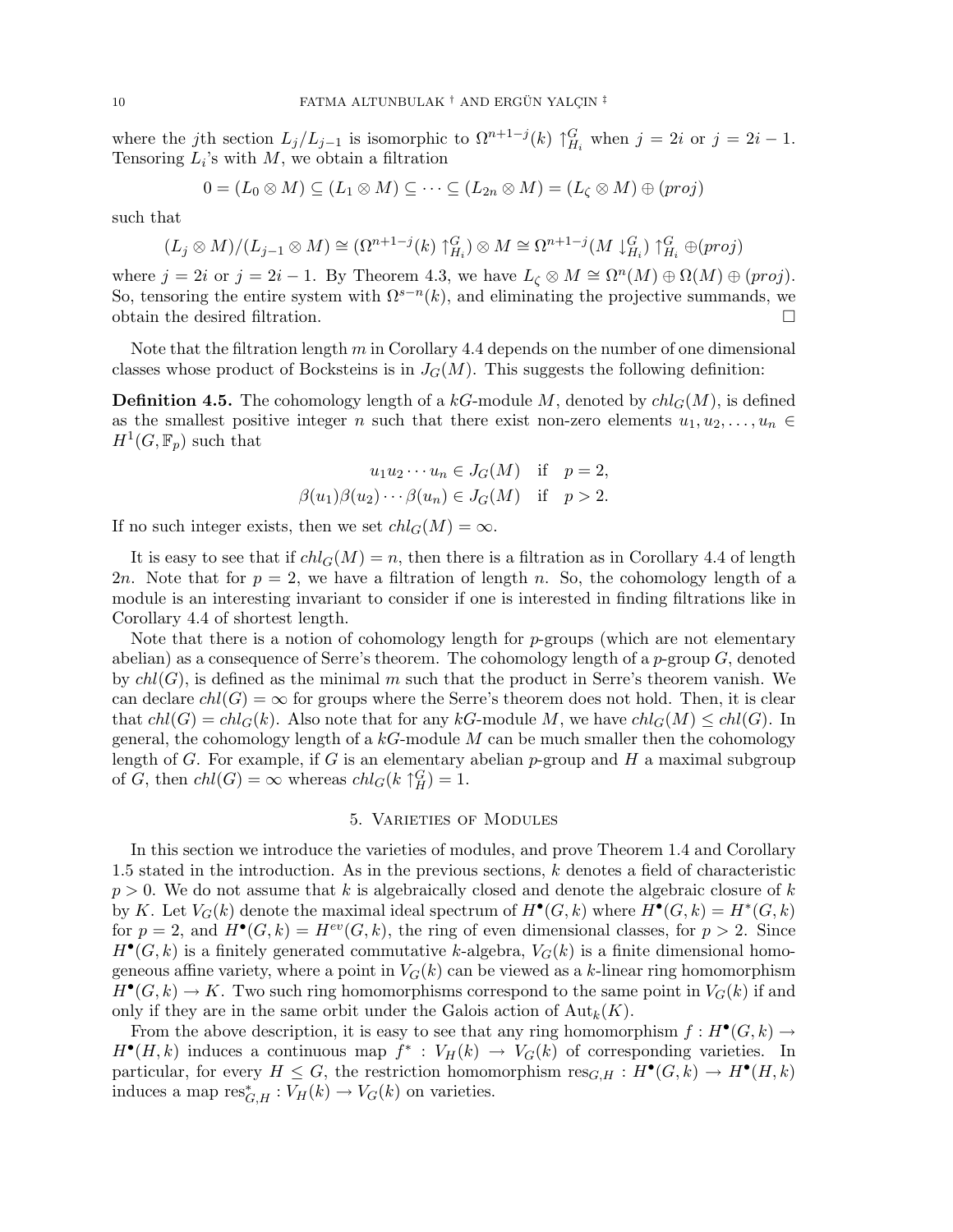where the $j$th section $L_j/L_{j-1}$ is isomorphic to $\Omega^{n+1-j}(k)\uparrow_{H_i}^G$ when $j=2i$ or $j=2i-1$. Tensoring $L_i$'s with $M$, we obtain a filtration

$$0=(L_0\otimes M)\subseteq (L_1\otimes M)\subseteq \cdots \subseteq (L_{2n}\otimes M)=(L_\zeta\otimes M)\oplus (proj)$$

such that

$$(L_j\otimes M)/(L_{j-1}\otimes M)\cong (\Omega^{n+1-j}(k)\uparrow_{H_i}^G)\otimes M\cong \Omega^{n+1-j}(M\downarrow_{H_i}^G)\uparrow_{H_i}^G\oplus(proj)$$

where $j=2i$ or $j=2i-1$. By Theorem 4.3, we have $L_\zeta\otimes M\cong \Omega^n(M)\oplus\Omega(M)\oplus(proj)$. So, tensoring the entire system with $\Omega^{s-n}(k)$, and eliminating the projective summands, we obtain the desired filtration. □

Note that the filtration length $m$ in Corollary 4.4 depends on the number of one dimensional classes whose product of Bocksteins is in $J_G(M)$. This suggests the following definition:

**Definition 4.5.** The cohomology length of a $kG$-module $M$, denoted by $chl_G(M)$, is defined as the smallest positive integer $n$ such that there exist non-zero elements $u_1,u_2,\dots,u_n\in H^1(G,\mathbb{F}_p)$ such that

$$u_1u_2\cdots u_n\in J_G(M)\quad\text{if}\quad p=2,$$
$$\beta(u_1)\beta(u_2)\cdots\beta(u_n)\in J_G(M)\quad\text{if}\quad p>2.$$

If no such integer exists, then we set $chl_G(M)=\infty$.

It is easy to see that if $chl_G(M)=n$, then there is a filtration as in Corollary 4.4 of length $2n$. Note that for $p=2$, we have a filtration of length $n$. So, the cohomology length of a module is an interesting invariant to consider if one is interested in finding filtrations like in Corollary 4.4 of shortest length.

Note that there is a notion of cohomology length for $p$-groups (which are not elementary abelian) as a consequence of Serre's theorem. The cohomology length of a $p$-group $G$, denoted by $chl(G)$, is defined as the minimal $m$ such that the product in Serre's theorem vanish. We can declare $chl(G)=\infty$ for groups where the Serre's theorem does not hold. Then, it is clear that $chl(G)=chl_G(k)$. Also note that for any $kG$-module $M$, we have $chl_G(M)\leq chl(G)$. In general, the cohomology length of a $kG$-module $M$ can be much smaller then the cohomology length of $G$. For example, if $G$ is an elementary abelian $p$-group and $H$ a maximal subgroup of $G$, then $chl(G)=\infty$ whereas $chl_G(k\uparrow_H^G)=1$.

## 5. Varieties of Modules

In this section we introduce the varieties of modules, and prove Theorem 1.4 and Corollary 1.5 stated in the introduction. As in the previous sections, $k$ denotes a field of characteristic $p>0$. We do not assume that $k$ is algebraically closed and denote the algebraic closure of $k$ by $K$. Let $V_G(k)$ denote the maximal ideal spectrum of $H^\bullet(G,k)$ where $H^\bullet(G,k)=H^*(G,k)$ for $p=2$, and $H^\bullet(G,k)=H^{ev}(G,k)$, the ring of even dimensional classes, for $p>2$. Since $H^\bullet(G,k)$ is a finitely generated commutative $k$-algebra, $V_G(k)$ is a finite dimensional homogeneous affine variety, where a point in $V_G(k)$ can be viewed as a $k$-linear ring homomorphism $H^\bullet(G,k)\to K$. Two such ring homomorphisms correspond to the same point in $V_G(k)$ if and only if they are in the same orbit under the Galois action of $\mathrm{Aut}_k(K)$.

From the above description, it is easy to see that any ring homomorphism $f: H^\bullet(G,k)\to H^\bullet(H,k)$ induces a continuous map $f^*: V_H(k)\to V_G(k)$ of corresponding varieties. In particular, for every $H\leq G$, the restriction homomorphism $\mathrm{res}_{G,H}: H^\bullet(G,k)\to H^\bullet(H,k)$ induces a map $\mathrm{res}^*_{G,H}: V_H(k)\to V_G(k)$ on varieties.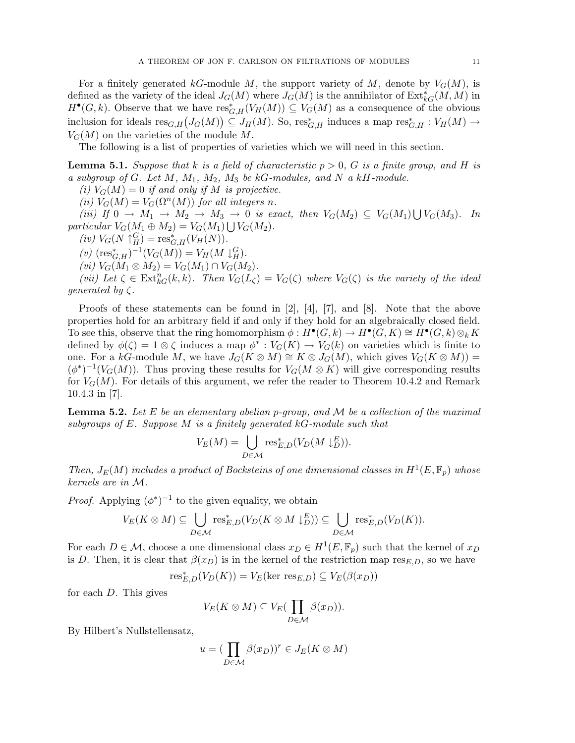For a finitely generated $kG$-module $M$, the support variety of $M$, denote by $V_G(M)$, is defined as the variety of the ideal $J_G(M)$ where $J_G(M)$ is the annihilator of $\operatorname{Ext}^*_{kG}(M, M)$ in $H^\bullet(G, k)$. Observe that we have $\operatorname{res}^*_{G,H}(V_H(M)) \subseteq V_G(M)$ as a consequence of the obvious inclusion for ideals $\operatorname{res}_{G,H}\big(J_G(M)\big) \subseteq J_H(M)$. So, $\operatorname{res}^*_{G,H}$ induces a map $\operatorname{res}^*_{G,H} : V_H(M) \to V_G(M)$ on the varieties of the module $M$.

The following is a list of properties of varieties which we will need in this section.

**Lemma 5.1.** *Suppose that $k$ is a field of characteristic $p > 0$, $G$ is a finite group, and $H$ is a subgroup of $G$. Let $M$, $M_1$, $M_2$, $M_3$ be $kG$-modules, and $N$ a $kH$-module.*

*(i) $V_G(M) = 0$ if and only if $M$ is projective.*

*(ii) $V_G(M) = V_G(\Omega^n(M))$ for all integers $n$.*

*(iii) If $0 \to M_1 \to M_2 \to M_3 \to 0$ is exact, then $V_G(M_2) \subseteq V_G(M_1) \bigcup V_G(M_3)$. In particular $V_G(M_1 \oplus M_2) = V_G(M_1) \bigcup V_G(M_2)$.*

*(iv) $V_G(N \uparrow^G_H) = \operatorname{res}^*_{G,H}(V_H(N))$.*

*(v) $(\operatorname{res}^*_{G,H})^{-1}(V_G(M)) = V_H(M \downarrow^G_H)$.*

*(vi) $V_G(M_1 \otimes M_2) = V_G(M_1) \cap V_G(M_2)$.*

*(vii) Let $\zeta \in \operatorname{Ext}^n_{kG}(k, k)$. Then $V_G(L_\zeta) = V_G(\zeta)$ where $V_G(\zeta)$ is the variety of the ideal generated by $\zeta$.*

Proofs of these statements can be found in [2], [4], [7], and [8]. Note that the above properties hold for an arbitrary field if and only if they hold for an algebraically closed field. To see this, observe that the ring homomorphism $\phi : H^\bullet(G, k) \to H^\bullet(G, K) \cong H^\bullet(G, k) \otimes_k K$ defined by $\phi(\zeta) = 1 \otimes \zeta$ induces a map $\phi^* : V_G(K) \to V_G(k)$ on varieties which is finite to one. For a $kG$-module $M$, we have $J_G(K \otimes M) \cong K \otimes J_G(M)$, which gives $V_G(K \otimes M)) = (\phi^*)^{-1}(V_G(M))$. Thus proving these results for $V_G(M \otimes K)$ will give corresponding results for $V_G(M)$. For details of this argument, we refer the reader to Theorem 10.4.2 and Remark 10.4.3 in [7].

**Lemma 5.2.** *Let $E$ be an elementary abelian $p$-group, and $\mathcal{M}$ be a collection of the maximal subgroups of $E$. Suppose $M$ is a finitely generated $kG$-module such that*

$$V_E(M) = \bigcup_{D \in \mathcal{M}} \operatorname{res}^*_{E,D}(V_D(M \downarrow^E_D)).$$

*Then, $J_E(M)$ includes a product of Bocksteins of one dimensional classes in $H^1(E, \mathbb{F}_p)$ whose kernels are in $\mathcal{M}$.*

*Proof.* Applying $(\phi^*)^{-1}$ to the given equality, we obtain

$$V_E(K \otimes M) \subseteq \bigcup_{D \in \mathcal{M}} \operatorname{res}^*_{E,D}(V_D(K \otimes M \downarrow^E_D)) \subseteq \bigcup_{D \in \mathcal{M}} \operatorname{res}^*_{E,D}(V_D(K)).$$

For each $D \in \mathcal{M}$, choose a one dimensional class $x_D \in H^1(E, \mathbb{F}_p)$ such that the kernel of $x_D$ is $D$. Then, it is clear that $\beta(x_D)$ is in the kernel of the restriction map $\operatorname{res}_{E,D}$, so we have

$$\operatorname{res}^*_{E,D}(V_D(K)) = V_E(\ker \operatorname{res}_{E,D}) \subseteq V_E(\beta(x_D))$$

for each $D$. This gives

$$V_E(K \otimes M) \subseteq V_E(\prod_{D \in \mathcal{M}} \beta(x_D)).$$

By Hilbert's Nullstellensatz,

$$u = (\prod_{D \in \mathcal{M}} \beta(x_D))^r \in J_E(K \otimes M)$$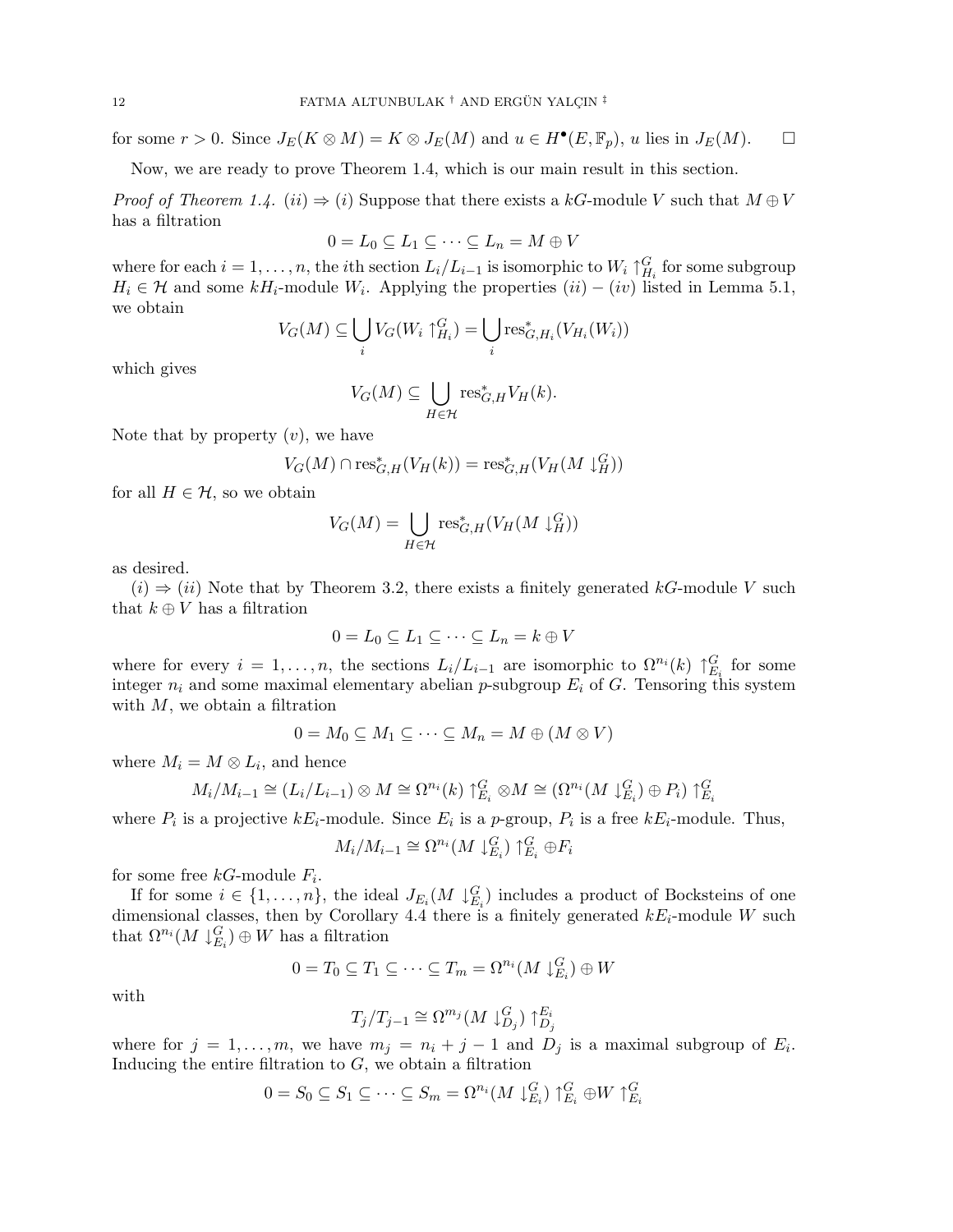for some $r > 0$. Since $J_E(K \otimes M) = K \otimes J_E(M)$ and $u \in H^\bullet(E, \mathbb{F}_p)$, $u$ lies in $J_E(M)$. $\square$

Now, we are ready to prove Theorem 1.4, which is our main result in this section.

*Proof of Theorem 1.4.* $(ii) \Rightarrow (i)$ Suppose that there exists a $kG$-module $V$ such that $M \oplus V$ has a filtration

$$0 = L_0 \subseteq L_1 \subseteq \cdots \subseteq L_n = M \oplus V$$

where for each $i = 1, \dots, n$, the $i$th section $L_i/L_{i-1}$ is isomorphic to $W_i \uparrow_{H_i}^G$ for some subgroup $H_i \in \mathcal{H}$ and some $kH_i$-module $W_i$. Applying the properties $(ii) - (iv)$ listed in Lemma 5.1, we obtain

$$V_G(M) \subseteq \bigcup_i V_G(W_i \uparrow_{H_i}^G) = \bigcup_i \mathrm{res}^*_{G,H_i}(V_{H_i}(W_i))$$

which gives

$$V_G(M) \subseteq \bigcup_{H \in \mathcal{H}} \mathrm{res}^*_{G,H} V_H(k).$$

Note that by property $(v)$, we have

$$V_G(M) \cap \mathrm{res}^*_{G,H}(V_H(k)) = \mathrm{res}^*_{G,H}(V_H(M \downarrow_H^G))$$

for all $H \in \mathcal{H}$, so we obtain

$$V_G(M) = \bigcup_{H \in \mathcal{H}} \mathrm{res}^*_{G,H}(V_H(M \downarrow_H^G))$$

as desired.

$(i) \Rightarrow (ii)$ Note that by Theorem 3.2, there exists a finitely generated $kG$-module $V$ such that $k \oplus V$ has a filtration

$$0 = L_0 \subseteq L_1 \subseteq \cdots \subseteq L_n = k \oplus V$$

where for every $i = 1, \dots, n$, the sections $L_i/L_{i-1}$ are isomorphic to $\Omega^{n_i}(k) \uparrow_{E_i}^G$ for some integer $n_i$ and some maximal elementary abelian $p$-subgroup $E_i$ of $G$. Tensoring this system with $M$, we obtain a filtration

$$0 = M_0 \subseteq M_1 \subseteq \cdots \subseteq M_n = M \oplus (M \otimes V)$$

where $M_i = M \otimes L_i$, and hence

$$M_i/M_{i-1} \cong (L_i/L_{i-1}) \otimes M \cong \Omega^{n_i}(k) \uparrow_{E_i}^G \otimes M \cong (\Omega^{n_i}(M \downarrow_{E_i}^G) \oplus P_i) \uparrow_{E_i}^G$$

where $P_i$ is a projective $kE_i$-module. Since $E_i$ is a $p$-group, $P_i$ is a free $kE_i$-module. Thus,

$$M_i/M_{i-1} \cong \Omega^{n_i}(M \downarrow_{E_i}^G) \uparrow_{E_i}^G \oplus F_i$$

for some free $kG$-module $F_i$.

If for some $i \in \{1, \dots, n\}$, the ideal $J_{E_i}(M \downarrow_{E_i}^G)$ includes a product of Bocksteins of one dimensional classes, then by Corollary 4.4 there is a finitely generated $kE_i$-module $W$ such that $\Omega^{n_i}(M \downarrow_{E_i}^G) \oplus W$ has a filtration

$$0 = T_0 \subseteq T_1 \subseteq \cdots \subseteq T_m = \Omega^{n_i}(M \downarrow_{E_i}^G) \oplus W$$

with

$$T_j/T_{j-1} \cong \Omega^{m_j}(M \downarrow_{D_j}^G) \uparrow_{D_j}^{E_i}$$

where for $j = 1, \dots, m$, we have $m_j = n_i + j - 1$ and $D_j$ is a maximal subgroup of $E_i$. Inducing the entire filtration to $G$, we obtain a filtration

$$0 = S_0 \subseteq S_1 \subseteq \cdots \subseteq S_m = \Omega^{n_i}(M \downarrow_{E_i}^G) \uparrow_{E_i}^G \oplus W \uparrow_{E_i}^G$$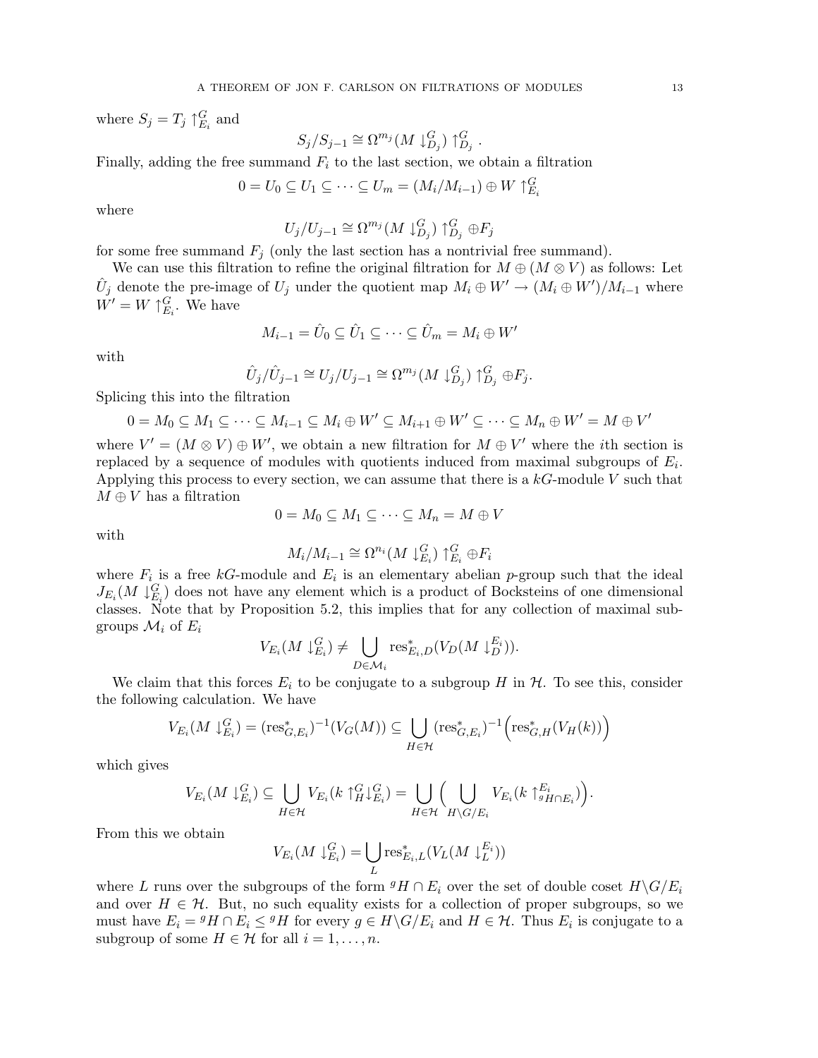where $S_j = T_j \uparrow_{E_i}^G$ and

$$S_j/S_{j-1} \cong \Omega^{m_j}(M \downarrow_{D_j}^G) \uparrow_{D_j}^G .$$

Finally, adding the free summand $F_i$ to the last section, we obtain a filtration

$$0 = U_0 \subseteq U_1 \subseteq \cdots \subseteq U_m = (M_i/M_{i-1}) \oplus W \uparrow_{E_i}^G$$

where

$$U_j/U_{j-1} \cong \Omega^{m_j}(M \downarrow_{D_j}^G) \uparrow_{D_j}^G \oplus F_j$$

for some free summand $F_j$ (only the last section has a nontrivial free summand).

We can use this filtration to refine the original filtration for $M \oplus (M \otimes V)$ as follows: Let $\hat{U}_j$ denote the pre-image of $U_j$ under the quotient map $M_i \oplus W' \to (M_i \oplus W')/M_{i-1}$ where $W' = W \uparrow_{E_i}^G$. We have

$$M_{i-1} = \hat{U}_0 \subseteq \hat{U}_1 \subseteq \cdots \subseteq \hat{U}_m = M_i \oplus W'$$

with

$$\hat{U}_j/\hat{U}_{j-1} \cong U_j/U_{j-1} \cong \Omega^{m_j}(M \downarrow_{D_j}^G) \uparrow_{D_j}^G \oplus F_j.$$

Splicing this into the filtration

$$0 = M_0 \subseteq M_1 \subseteq \cdots \subseteq M_{i-1} \subseteq M_i \oplus W' \subseteq M_{i+1} \oplus W' \subseteq \cdots \subseteq M_n \oplus W' = M \oplus V'$$

where $V' = (M \otimes V) \oplus W'$, we obtain a new filtration for $M \oplus V'$ where the $i$th section is replaced by a sequence of modules with quotients induced from maximal subgroups of $E_i$. Applying this process to every section, we can assume that there is a $kG$-module $V$ such that $M \oplus V$ has a filtration

$$0 = M_0 \subseteq M_1 \subseteq \cdots \subseteq M_n = M \oplus V$$

with

$$M_i/M_{i-1} \cong \Omega^{n_i}(M \downarrow_{E_i}^G) \uparrow_{E_i}^G \oplus F_i$$

where $F_i$ is a free $kG$-module and $E_i$ is an elementary abelian $p$-group such that the ideal $J_{E_i}(M \downarrow_{E_i}^G)$ does not have any element which is a product of Bocksteins of one dimensional classes. Note that by Proposition 5.2, this implies that for any collection of maximal subgroups $\mathcal{M}_i$ of $E_i$

$$V_{E_i}(M \downarrow_{E_i}^G) \neq \bigcup_{D \in \mathcal{M}_i} \operatorname{res}^*_{E_i,D}(V_D(M \downarrow_D^{E_i})).$$

We claim that this forces $E_i$ to be conjugate to a subgroup $H$ in $\mathcal{H}$. To see this, consider the following calculation. We have

$$V_{E_i}(M \downarrow_{E_i}^G) = (\operatorname{res}^*_{G,E_i})^{-1}(V_G(M)) \subseteq \bigcup_{H \in \mathcal{H}} (\operatorname{res}^*_{G,E_i})^{-1}\Big(\operatorname{res}^*_{G,H}(V_H(k))\Big)$$

which gives

$$V_{E_i}(M \downarrow_{E_i}^G) \subseteq \bigcup_{H \in \mathcal{H}} V_{E_i}(k \uparrow_H^G \downarrow_{E_i}^G) = \bigcup_{H \in \mathcal{H}} \Big( \bigcup_{H \backslash G/E_i} V_{E_i}(k \uparrow_{{}^gH \cap E_i}^{E_i}) \Big).$$

From this we obtain

$$V_{E_i}(M \downarrow_{E_i}^G) = \bigcup_L \operatorname{res}^*_{E_i,L}(V_L(M \downarrow_L^{E_i}))$$

where $L$ runs over the subgroups of the form ${}^gH \cap E_i$ over the set of double coset $H \backslash G/E_i$ and over $H \in \mathcal{H}$. But, no such equality exists for a collection of proper subgroups, so we must have $E_i = {}^gH \cap E_i \leq {}^gH$ for every $g \in H \backslash G/E_i$ and $H \in \mathcal{H}$. Thus $E_i$ is conjugate to a subgroup of some $H \in \mathcal{H}$ for all $i = 1, \ldots, n$.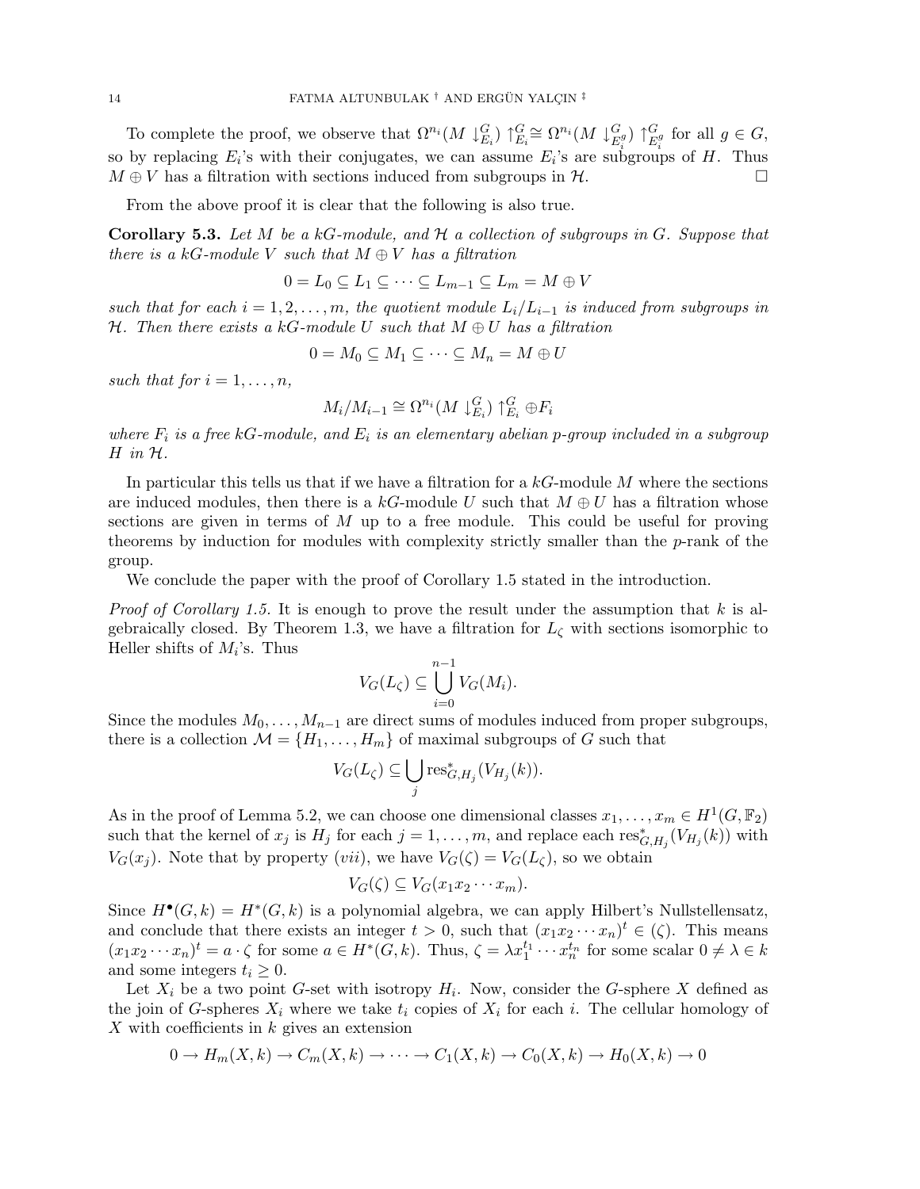To complete the proof, we observe that $\Omega^{n_i}(M\downarrow^G_{E_i})\uparrow^G_{E_i}\cong \Omega^{n_i}(M\downarrow^G_{E_i^g})\uparrow^G_{E_i^g}$ for all $g\in G$, so by replacing $E_i$'s with their conjugates, we can assume $E_i$'s are subgroups of $H$. Thus $M\oplus V$ has a filtration with sections induced from subgroups in $\mathcal{H}$. □

From the above proof it is clear that the following is also true.

**Corollary 5.3.** *Let $M$ be a $kG$-module, and $\mathcal{H}$ a collection of subgroups in $G$. Suppose that there is a $kG$-module $V$ such that $M\oplus V$ has a filtration*

$$0 = L_0 \subseteq L_1 \subseteq \cdots \subseteq L_{m-1} \subseteq L_m = M\oplus V$$

*such that for each $i=1,2,\dots,m$, the quotient module $L_i/L_{i-1}$ is induced from subgroups in $\mathcal{H}$. Then there exists a $kG$-module $U$ such that $M\oplus U$ has a filtration*

$$0 = M_0 \subseteq M_1 \subseteq \cdots \subseteq M_n = M\oplus U$$

*such that for $i=1,\dots,n$,*

$$M_i/M_{i-1}\cong \Omega^{n_i}(M\downarrow^G_{E_i})\uparrow^G_{E_i}\oplus F_i$$

*where $F_i$ is a free $kG$-module, and $E_i$ is an elementary abelian $p$-group included in a subgroup $H$ in $\mathcal{H}$.*

In particular this tells us that if we have a filtration for a $kG$-module $M$ where the sections are induced modules, then there is a $kG$-module $U$ such that $M\oplus U$ has a filtration whose sections are given in terms of $M$ up to a free module. This could be useful for proving theorems by induction for modules with complexity strictly smaller than the $p$-rank of the group.

We conclude the paper with the proof of Corollary 1.5 stated in the introduction.

*Proof of Corollary 1.5.* It is enough to prove the result under the assumption that $k$ is algebraically closed. By Theorem 1.3, we have a filtration for $L_\zeta$ with sections isomorphic to Heller shifts of $M_i$'s. Thus

$$V_G(L_\zeta)\subseteq \bigcup_{i=0}^{n-1} V_G(M_i).$$

Since the modules $M_0,\dots,M_{n-1}$ are direct sums of modules induced from proper subgroups, there is a collection $\mathcal{M}=\{H_1,\dots,H_m\}$ of maximal subgroups of $G$ such that

$$V_G(L_\zeta)\subseteq \bigcup_j \operatorname{res}^*_{G,H_j}(V_{H_j}(k)).$$

As in the proof of Lemma 5.2, we can choose one dimensional classes $x_1,\dots,x_m\in H^1(G,\mathbb{F}_2)$ such that the kernel of $x_j$ is $H_j$ for each $j=1,\dots,m$, and replace each $\operatorname{res}^*_{G,H_j}(V_{H_j}(k))$ with $V_G(x_j)$. Note that by property $(vii)$, we have $V_G(\zeta)=V_G(L_\zeta)$, so we obtain

$$V_G(\zeta)\subseteq V_G(x_1x_2\cdots x_m).$$

Since $H^\bullet(G,k)=H^*(G,k)$ is a polynomial algebra, we can apply Hilbert's Nullstellensatz, and conclude that there exists an integer $t>0$, such that $(x_1x_2\cdots x_n)^t\in(\zeta)$. This means $(x_1x_2\cdots x_n)^t=a\cdot\zeta$ for some $a\in H^*(G,k)$. Thus, $\zeta=\lambda x_1^{t_1}\cdots x_n^{t_n}$ for some scalar $0\neq\lambda\in k$ and some integers $t_i\geq 0$.

Let $X_i$ be a two point $G$-set with isotropy $H_i$. Now, consider the $G$-sphere $X$ defined as the join of $G$-spheres $X_i$ where we take $t_i$ copies of $X_i$ for each $i$. The cellular homology of $X$ with coefficients in $k$ gives an extension

$$0\to H_m(X,k)\to C_m(X,k)\to\cdots\to C_1(X,k)\to C_0(X,k)\to H_0(X,k)\to 0$$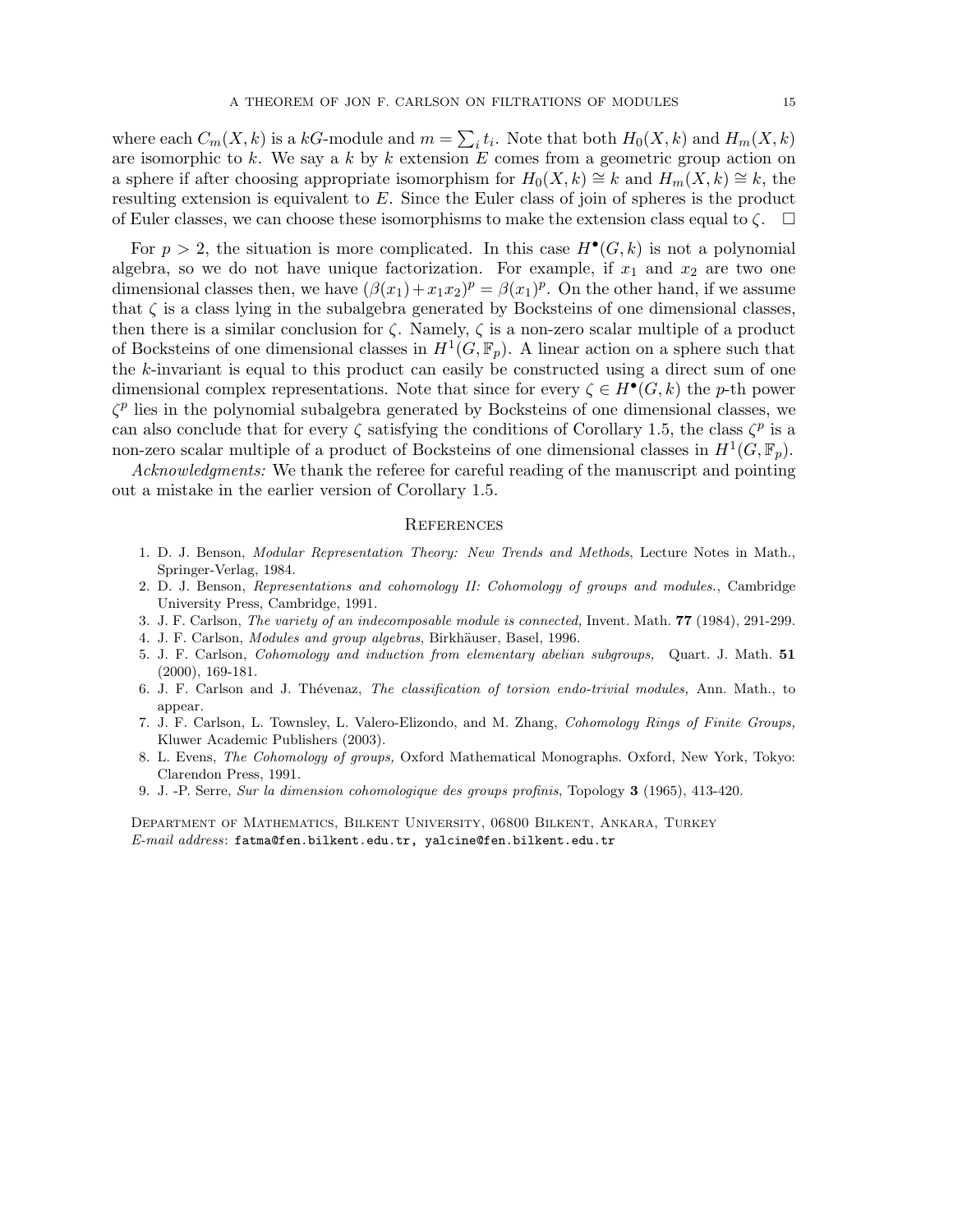where each $C_m(X,k)$ is a $kG$-module and $m = \sum_i t_i$. Note that both $H_0(X,k)$ and $H_m(X,k)$ are isomorphic to $k$. We say a $k$ by $k$ extension $E$ comes from a geometric group action on a sphere if after choosing appropriate isomorphism for $H_0(X,k) \cong k$ and $H_m(X,k) \cong k$, the resulting extension is equivalent to $E$. Since the Euler class of join of spheres is the product of Euler classes, we can choose these isomorphisms to make the extension class equal to $\zeta$. $\square$

For $p > 2$, the situation is more complicated. In this case $H^\bullet(G,k)$ is not a polynomial algebra, so we do not have unique factorization. For example, if $x_1$ and $x_2$ are two one dimensional classes then, we have $(\beta(x_1)+x_1x_2)^p = \beta(x_1)^p$. On the other hand, if we assume that $\zeta$ is a class lying in the subalgebra generated by Bocksteins of one dimensional classes, then there is a similar conclusion for $\zeta$. Namely, $\zeta$ is a non-zero scalar multiple of a product of Bocksteins of one dimensional classes in $H^1(G, \mathbb{F}_p)$. A linear action on a sphere such that the $k$-invariant is equal to this product can easily be constructed using a direct sum of one dimensional complex representations. Note that since for every $\zeta \in H^\bullet(G,k)$ the $p$-th power $\zeta^p$ lies in the polynomial subalgebra generated by Bocksteins of one dimensional classes, we can also conclude that for every $\zeta$ satisfying the conditions of Corollary 1.5, the class $\zeta^p$ is a non-zero scalar multiple of a product of Bocksteins of one dimensional classes in $H^1(G, \mathbb{F}_p)$.

*Acknowledgments:* We thank the referee for careful reading of the manuscript and pointing out a mistake in the earlier version of Corollary 1.5.

## References

1. D. J. Benson, *Modular Representation Theory: New Trends and Methods*, Lecture Notes in Math., Springer-Verlag, 1984.
2. D. J. Benson, *Representations and cohomology II: Cohomology of groups and modules.*, Cambridge University Press, Cambridge, 1991.
3. J. F. Carlson, *The variety of an indecomposable module is connected,* Invent. Math. **77** (1984), 291-299.
4. J. F. Carlson, *Modules and group algebras*, Birkhäuser, Basel, 1996.
5. J. F. Carlson, *Cohomology and induction from elementary abelian subgroups,* Quart. J. Math. **51** (2000), 169-181.
6. J. F. Carlson and J. Thévenaz, *The classification of torsion endo-trivial modules,* Ann. Math., to appear.
7. J. F. Carlson, L. Townsley, L. Valero-Elizondo, and M. Zhang, *Cohomology Rings of Finite Groups,* Kluwer Academic Publishers (2003).
8. L. Evens, *The Cohomology of groups,* Oxford Mathematical Monographs. Oxford, New York, Tokyo: Clarendon Press, 1991.
9. J. -P. Serre, *Sur la dimension cohomologique des groups profinis*, Topology **3** (1965), 413-420.

Department of Mathematics, Bilkent University, 06800 Bilkent, Ankara, Turkey
*E-mail address*: fatma@fen.bilkent.edu.tr, yalcine@fen.bilkent.edu.tr